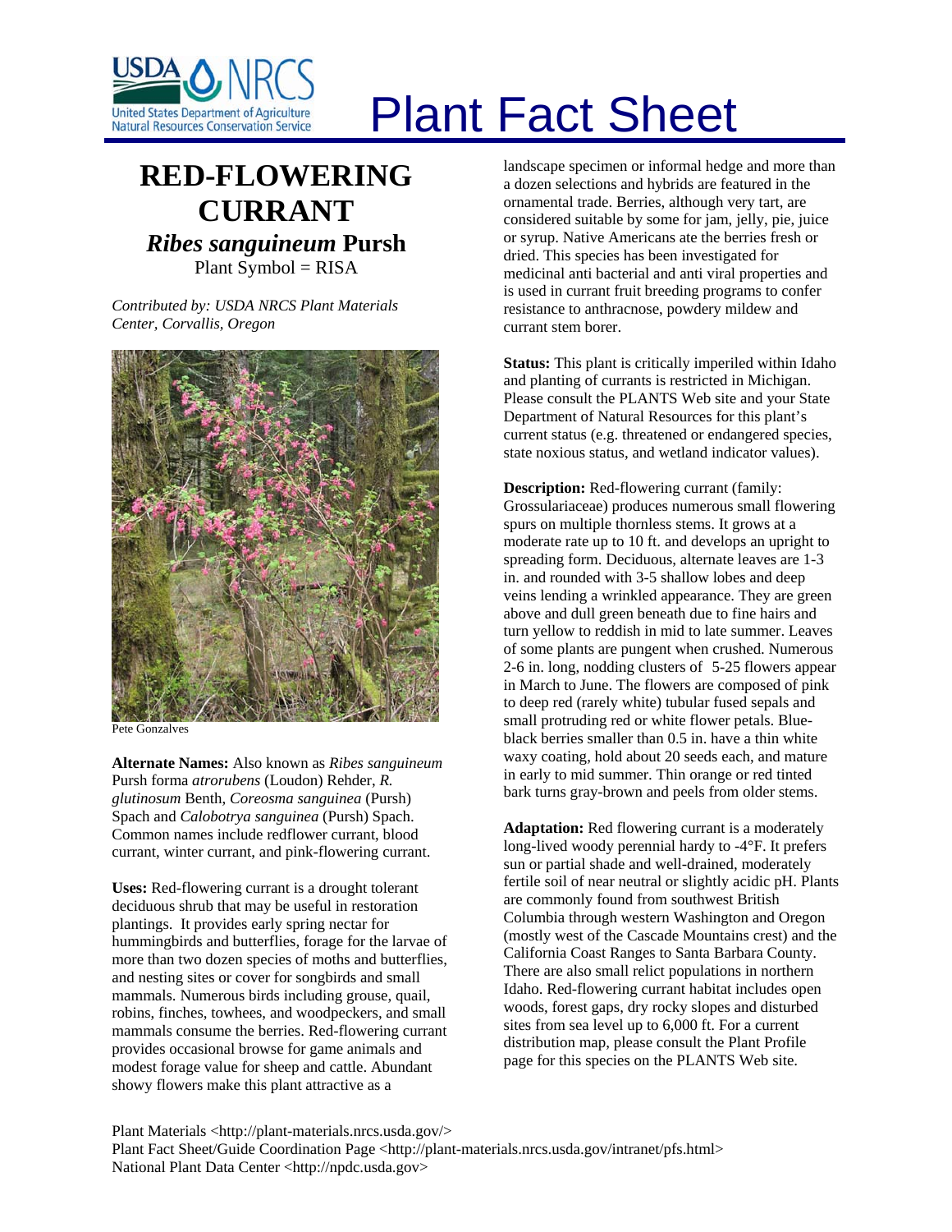# Plant Fact Sheet

## RED-FLOWERING CURRANT

### *Ribes sanguineum* Pursh

Plant Symbol = RISA

*Contributed by: USDA NRCS Plant Materials Center, Corvallis, Oregon*

Pete Gonzalves

**Alternate Names:** Also known as *Ribes sanguineum* Pursh forma *atrorubens* (Loudon) Rehder, *R. glutinosum* Benth, *Coreosma sanguinea* (Pursh) Spach and *Calobotrya sanguinea* (Pursh) Spach. Common names include redflower currant, blood currant, winter currant, and pink-flowering currant.

**Uses:** Red-flowering currant is a drought tolerant deciduous shrub that may be useful in restoration plantings. It provides early spring nectar for hummingbirds and butterflies, forage for the larvae of more than two dozen species of moths and butterflies, and nesting sites or cover for songbirds and small mammals. Numerous birds including grouse, quail, robins, finches, towhees, and woodpeckers, and small mammals consume the berries. Red-flowering currant provides occasional browse for game animals and modest forage value for sheep and cattle. Abundant showy flowers make this plant attractive as a landscape specimen or informal hedge and more than a dozen selections and hybrids are featured in the ornamental trade. Berries, although very tart, are considered suitable by some for jam, jelly, pie, juice or syrup. Native Americans ate the berries fresh or dried. This species has been investigated for medicinal anti bacterial and anti viral properties and is used in currant fruit breeding programs to confer resistance to anthracnose, powdery mildew and currant stem borer.

**Status:** This plant is critically imperiled within Idaho and planting of currants is restricted in Michigan. Please consult the PLANTS Web site and your State Department of Natural Resources for this plant's current status (e.g. threatened or endangered species, state noxious status, and wetland indicator values).

**Description:** Red-flowering currant (family: Grossulariaceae) produces numerous small flowering spurs on multiple thornless stems. It grows at a moderate rate up to 10 ft. and develops an upright to spreading form. Deciduous, alternate leaves are 1-3 in. and rounded with 3-5 shallow lobes and deep veins lending a wrinkled appearance. They are green above and dull green beneath due to fine hairs and turn yellow to reddish in mid to late summer. Leaves of some plants are pungent when crushed. Numerous 2-6 in. long, nodding clusters of 5-25 flowers appear in March to June. The flowers are composed of pink to deep red (rarely white) tubular fused sepals and small protruding red or white flower petals. Blue-black berries smaller than 0.5 in. have a thin white waxy coating, hold about 20 seeds each, and mature in early to mid summer. Thin orange or red tinted bark turns gray-brown and peels from older stems.

**Adaptation:** Red flowering currant is a moderately long-lived woody perennial hardy to -4°F. It prefers sun or partial shade and well-drained, moderately fertile soil of near neutral or slightly acidic pH. Plants are commonly found from southwest British Columbia through western Washington and Oregon (mostly west of the Cascade Mountains crest) and the California Coast Ranges to Santa Barbara County. There are also small relict populations in northern Idaho. Red-flowering currant habitat includes open woods, forest gaps, dry rocky slopes and disturbed sites from sea level up to 6,000 ft. For a current distribution map, please consult the Plant Profile page for this species on the PLANTS Web site.

Plant Materials <http://plant-materials.nrcs.usda.gov/>
Plant Fact Sheet/Guide Coordination Page <http://plant-materials.nrcs.usda.gov/intranet/pfs.html>
National Plant Data Center <http://npdc.usda.gov>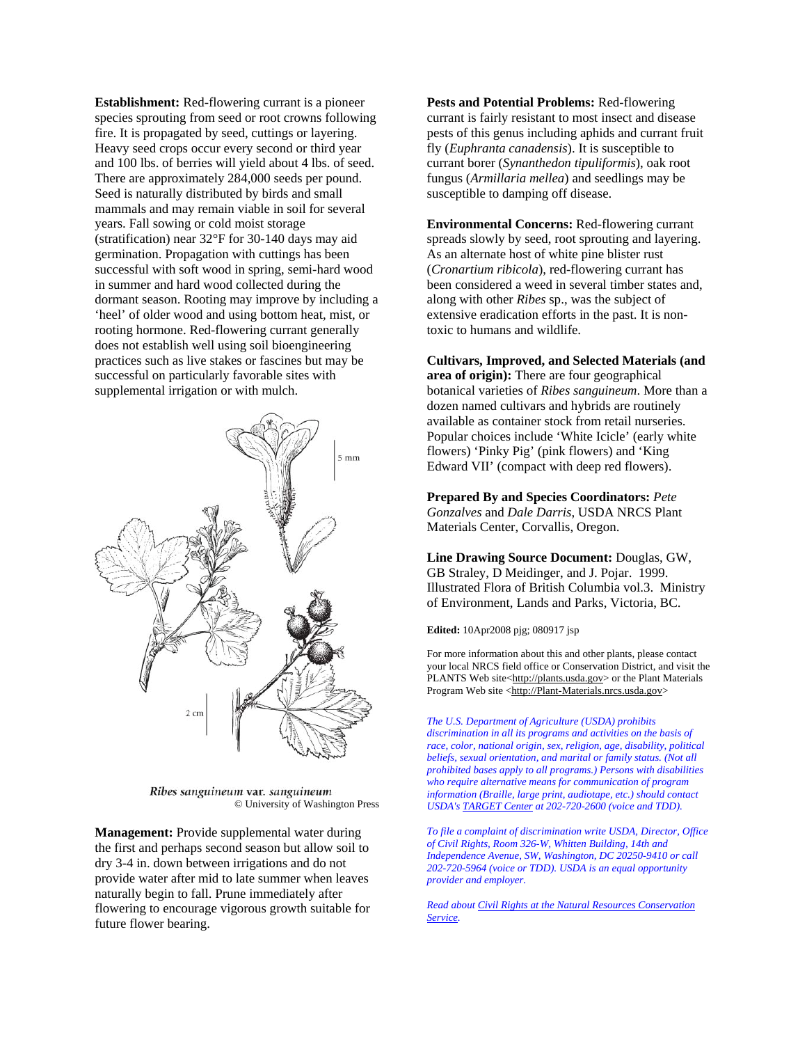**Establishment:** Red-flowering currant is a pioneer species sprouting from seed or root crowns following fire. It is propagated by seed, cuttings or layering. Heavy seed crops occur every second or third year and 100 lbs. of berries will yield about 4 lbs. of seed. There are approximately 284,000 seeds per pound. Seed is naturally distributed by birds and small mammals and may remain viable in soil for several years. Fall sowing or cold moist storage (stratification) near 32°F for 30-140 days may aid germination. Propagation with cuttings has been successful with soft wood in spring, semi-hard wood in summer and hard wood collected during the dormant season. Rooting may improve by including a 'heel' of older wood and using bottom heat, mist, or rooting hormone. Red-flowering currant generally does not establish well using soil bioengineering practices such as live stakes or fascines but may be successful on particularly favorable sites with supplemental irrigation or with mulch.

5 mm

2 cm

*Ribes sanguineum* var. *sanguineum*
© University of Washington Press

**Management:** Provide supplemental water during the first and perhaps second season but allow soil to dry 3-4 in. down between irrigations and do not provide water after mid to late summer when leaves naturally begin to fall. Prune immediately after flowering to encourage vigorous growth suitable for future flower bearing.

**Pests and Potential Problems:** Red-flowering currant is fairly resistant to most insect and disease pests of this genus including aphids and currant fruit fly (*Euphranta canadensis*). It is susceptible to currant borer (*Synanthedon tipuliformis*), oak root fungus (*Armillaria mellea*) and seedlings may be susceptible to damping off disease.

**Environmental Concerns:** Red-flowering currant spreads slowly by seed, root sprouting and layering. As an alternate host of white pine blister rust (*Cronartium ribicola*), red-flowering currant has been considered a weed in several timber states and, along with other *Ribes* sp., was the subject of extensive eradication efforts in the past. It is non-toxic to humans and wildlife.

**Cultivars, Improved, and Selected Materials (and area of origin):** There are four geographical botanical varieties of *Ribes sanguineum*. More than a dozen named cultivars and hybrids are routinely available as container stock from retail nurseries. Popular choices include 'White Icicle' (early white flowers) 'Pinky Pig' (pink flowers) and 'King Edward VII' (compact with deep red flowers).

**Prepared By and Species Coordinators:** *Pete Gonzalves* and *Dale Darris*, USDA NRCS Plant Materials Center, Corvallis, Oregon.

**Line Drawing Source Document:** Douglas, GW, GB Straley, D Meidinger, and J. Pojar. 1999. Illustrated Flora of British Columbia vol.3. Ministry of Environment, Lands and Parks, Victoria, BC.

**Edited:** 10Apr2008 pjg; 080917 jsp

For more information about this and other plants, please contact your local NRCS field office or Conservation District, and visit the PLANTS Web site<http://plants.usda.gov> or the Plant Materials Program Web site <http://Plant-Materials.nrcs.usda.gov>

*The U.S. Department of Agriculture (USDA) prohibits discrimination in all its programs and activities on the basis of race, color, national origin, sex, religion, age, disability, political beliefs, sexual orientation, and marital or family status. (Not all prohibited bases apply to all programs.) Persons with disabilities who require alternative means for communication of program information (Braille, large print, audiotape, etc.) should contact USDA's TARGET Center at 202-720-2600 (voice and TDD).*

*To file a complaint of discrimination write USDA, Director, Office of Civil Rights, Room 326-W, Whitten Building, 14th and Independence Avenue, SW, Washington, DC 20250-9410 or call 202-720-5964 (voice or TDD). USDA is an equal opportunity provider and employer.*

*Read about Civil Rights at the Natural Resources Conservation Service.*